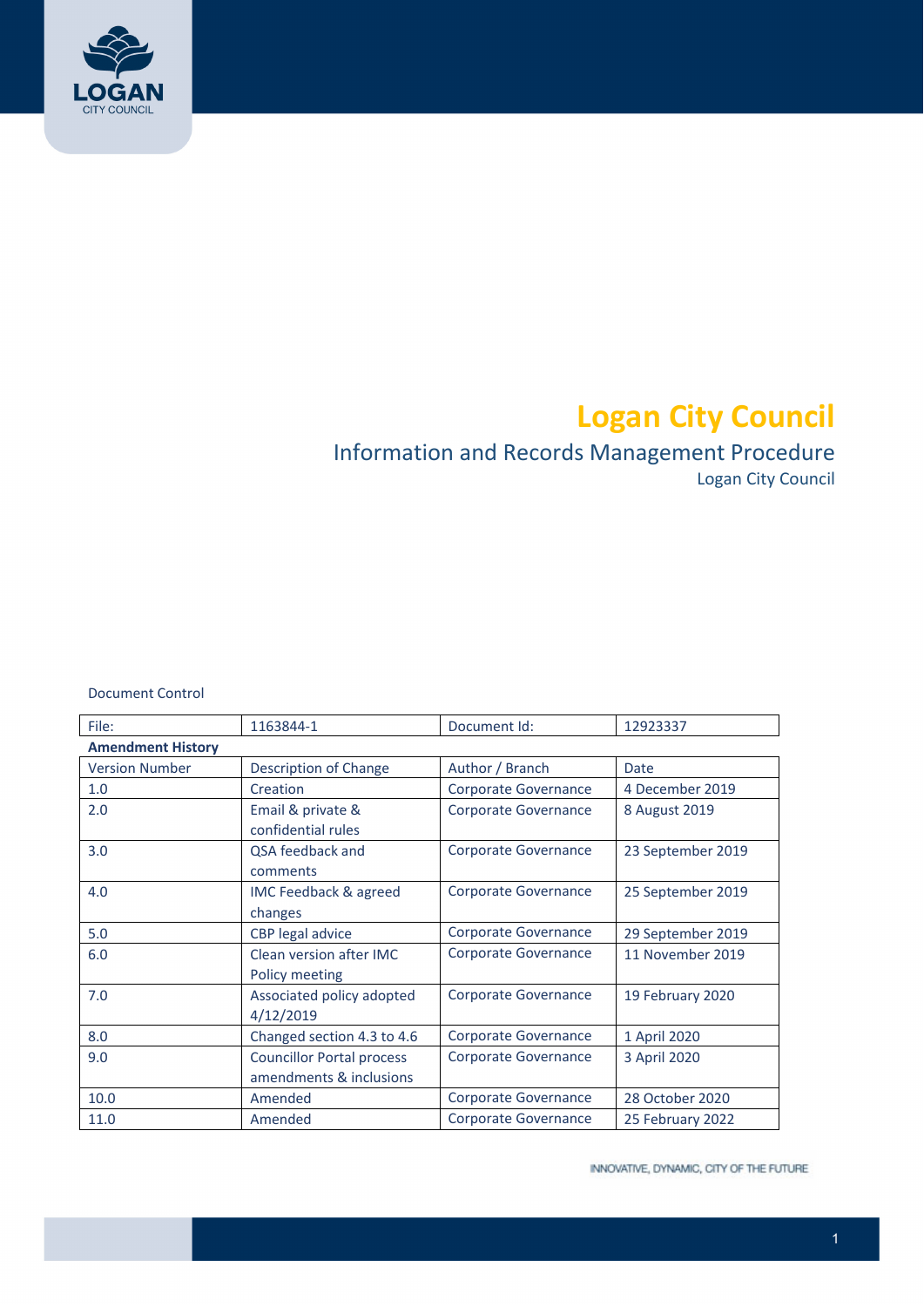# Logan City Council

## Information and Records Management Procedure

Logan City Council

Document Control

| File: | 1163844-1 | Document Id: | 12923337 |
|---|---|---|---|
| **Amendment History** | | | |
| Version Number | Description of Change | Author / Branch | Date |
| 1.0 | Creation | Corporate Governance | 4 December 2019 |
| 2.0 | Email & private & confidential rules | Corporate Governance | 8 August 2019 |
| 3.0 | QSA feedback and comments | Corporate Governance | 23 September 2019 |
| 4.0 | IMC Feedback & agreed changes | Corporate Governance | 25 September 2019 |
| 5.0 | CBP legal advice | Corporate Governance | 29 September 2019 |
| 6.0 | Clean version after IMC Policy meeting | Corporate Governance | 11 November 2019 |
| 7.0 | Associated policy adopted 4/12/2019 | Corporate Governance | 19 February 2020 |
| 8.0 | Changed section 4.3 to 4.6 | Corporate Governance | 1 April 2020 |
| 9.0 | Councillor Portal process amendments & inclusions | Corporate Governance | 3 April 2020 |
| 10.0 | Amended | Corporate Governance | 28 October 2020 |
| 11.0 | Amended | Corporate Governance | 25 February 2022 |

INNOVATIVE, DYNAMIC, CITY OF THE FUTURE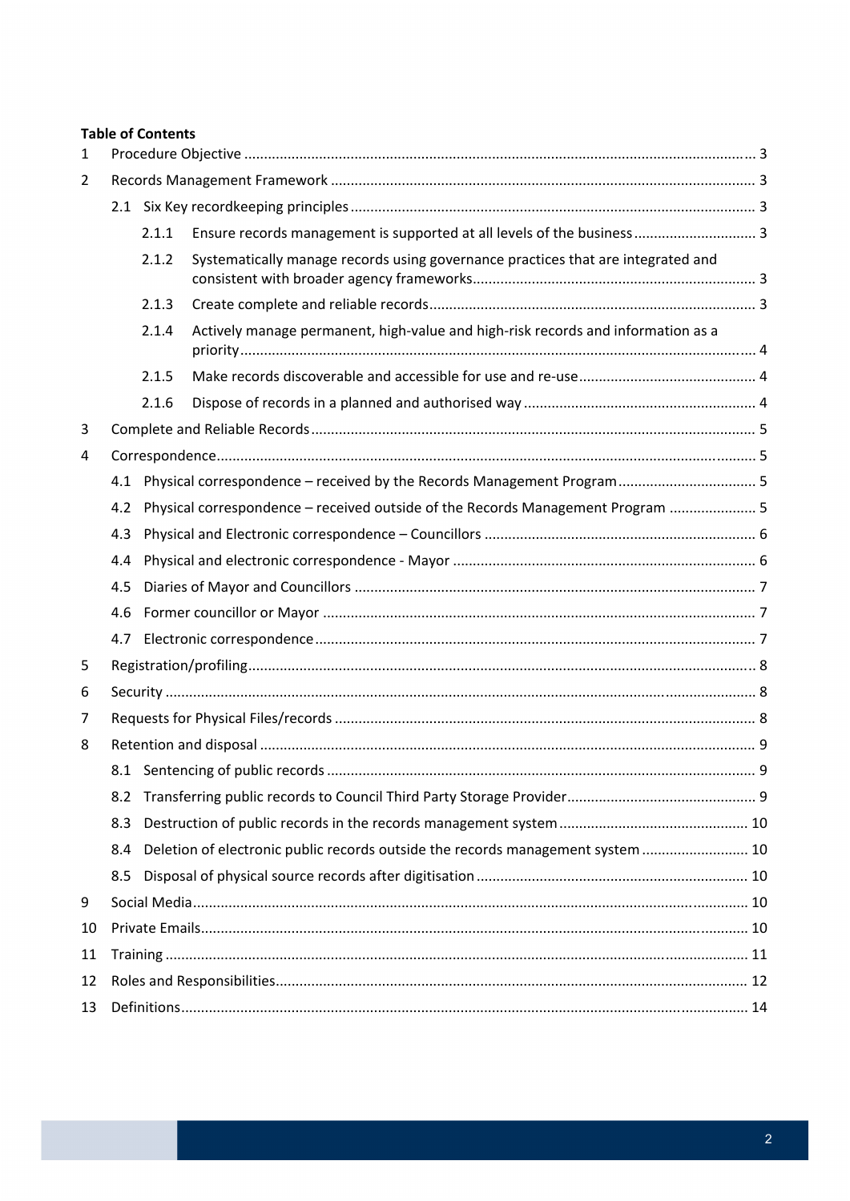**Table of Contents**

1 Procedure Objective ........ 3

2 Records Management Framework ........ 3

- 2.1 Six Key recordkeeping principles ........ 3
  - 2.1.1 Ensure records management is supported at all levels of the business ........ 3
  - 2.1.2 Systematically manage records using governance practices that are integrated and consistent with broader agency frameworks ........ 3
  - 2.1.3 Create complete and reliable records ........ 3
  - 2.1.4 Actively manage permanent, high-value and high-risk records and information as a priority ........ 4
  - 2.1.5 Make records discoverable and accessible for use and re-use ........ 4
  - 2.1.6 Dispose of records in a planned and authorised way ........ 4

3 Complete and Reliable Records ........ 5

4 Correspondence ........ 5

- 4.1 Physical correspondence – received by the Records Management Program ........ 5
- 4.2 Physical correspondence – received outside of the Records Management Program ........ 5
- 4.3 Physical and Electronic correspondence – Councillors ........ 6
- 4.4 Physical and electronic correspondence - Mayor ........ 6
- 4.5 Diaries of Mayor and Councillors ........ 7
- 4.6 Former councillor or Mayor ........ 7
- 4.7 Electronic correspondence ........ 7

5 Registration/profiling ........ 8

6 Security ........ 8

7 Requests for Physical Files/records ........ 8

8 Retention and disposal ........ 9

- 8.1 Sentencing of public records ........ 9
- 8.2 Transferring public records to Council Third Party Storage Provider ........ 9
- 8.3 Destruction of public records in the records management system ........ 10
- 8.4 Deletion of electronic public records outside the records management system ........ 10
- 8.5 Disposal of physical source records after digitisation ........ 10

9 Social Media ........ 10

10 Private Emails ........ 10

11 Training ........ 11

12 Roles and Responsibilities ........ 12

13 Definitions ........ 14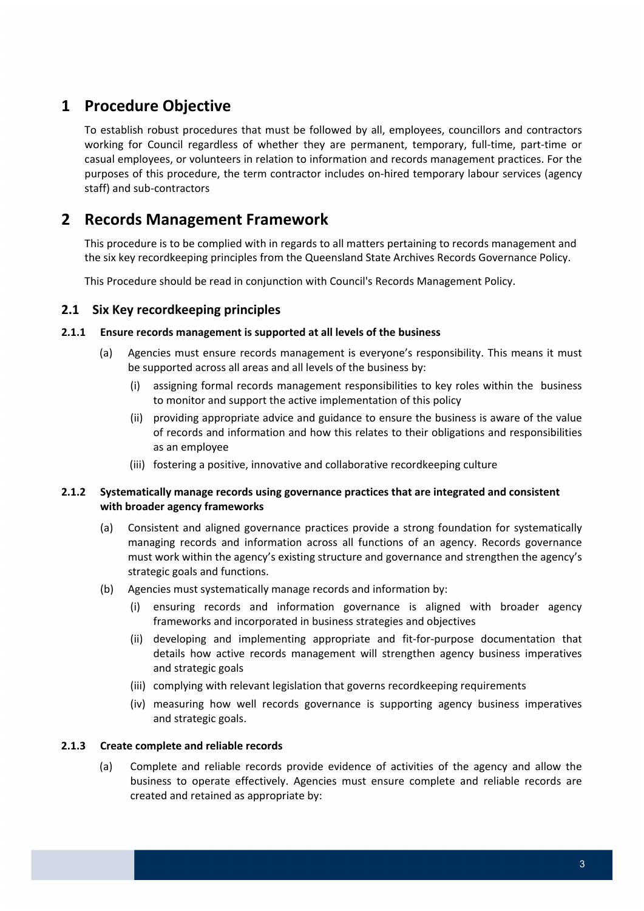# 1 Procedure Objective

To establish robust procedures that must be followed by all, employees, councillors and contractors working for Council regardless of whether they are permanent, temporary, full-time, part-time or casual employees, or volunteers in relation to information and records management practices. For the purposes of this procedure, the term contractor includes on-hired temporary labour services (agency staff) and sub-contractors

# 2 Records Management Framework

This procedure is to be complied with in regards to all matters pertaining to records management and the six key recordkeeping principles from the Queensland State Archives Records Governance Policy.

This Procedure should be read in conjunction with Council's Records Management Policy.

## 2.1 Six Key recordkeeping principles

### 2.1.1 Ensure records management is supported at all levels of the business

(a) Agencies must ensure records management is everyone's responsibility. This means it must be supported across all areas and all levels of the business by:

(i) assigning formal records management responsibilities to key roles within the business to monitor and support the active implementation of this policy

(ii) providing appropriate advice and guidance to ensure the business is aware of the value of records and information and how this relates to their obligations and responsibilities as an employee

(iii) fostering a positive, innovative and collaborative recordkeeping culture

### 2.1.2 Systematically manage records using governance practices that are integrated and consistent with broader agency frameworks

(a) Consistent and aligned governance practices provide a strong foundation for systematically managing records and information across all functions of an agency. Records governance must work within the agency's existing structure and governance and strengthen the agency's strategic goals and functions.

(b) Agencies must systematically manage records and information by:

(i) ensuring records and information governance is aligned with broader agency frameworks and incorporated in business strategies and objectives

(ii) developing and implementing appropriate and fit-for-purpose documentation that details how active records management will strengthen agency business imperatives and strategic goals

(iii) complying with relevant legislation that governs recordkeeping requirements

(iv) measuring how well records governance is supporting agency business imperatives and strategic goals.

### 2.1.3 Create complete and reliable records

(a) Complete and reliable records provide evidence of activities of the agency and allow the business to operate effectively. Agencies must ensure complete and reliable records are created and retained as appropriate by: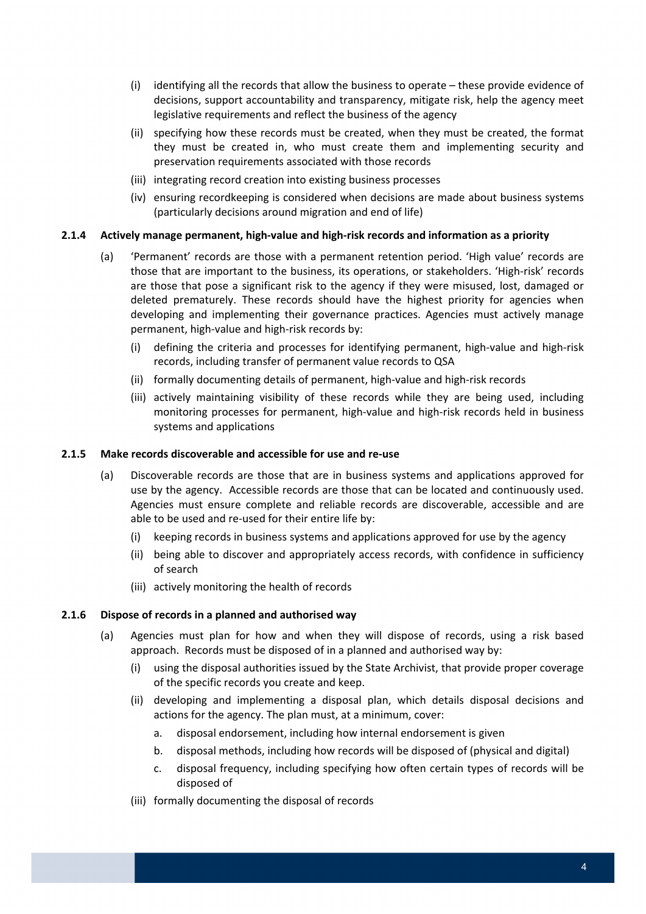(i) identifying all the records that allow the business to operate – these provide evidence of decisions, support accountability and transparency, mitigate risk, help the agency meet legislative requirements and reflect the business of the agency
   (ii) specifying how these records must be created, when they must be created, the format they must be created in, who must create them and implementing security and preservation requirements associated with those records
   (iii) integrating record creation into existing business processes
   (iv) ensuring recordkeeping is considered when decisions are made about business systems (particularly decisions around migration and end of life)

### 2.1.4 Actively manage permanent, high-value and high-risk records and information as a priority

(a) 'Permanent' records are those with a permanent retention period. 'High value' records are those that are important to the business, its operations, or stakeholders. 'High-risk' records are those that pose a significant risk to the agency if they were misused, lost, damaged or deleted prematurely. These records should have the highest priority for agencies when developing and implementing their governance practices. Agencies must actively manage permanent, high-value and high-risk records by:
   (i) defining the criteria and processes for identifying permanent, high-value and high-risk records, including transfer of permanent value records to QSA
   (ii) formally documenting details of permanent, high-value and high-risk records
   (iii) actively maintaining visibility of these records while they are being used, including monitoring processes for permanent, high-value and high-risk records held in business systems and applications

### 2.1.5 Make records discoverable and accessible for use and re-use

(a) Discoverable records are those that are in business systems and applications approved for use by the agency. Accessible records are those that can be located and continuously used. Agencies must ensure complete and reliable records are discoverable, accessible and are able to be used and re-used for their entire life by:
   (i) keeping records in business systems and applications approved for use by the agency
   (ii) being able to discover and appropriately access records, with confidence in sufficiency of search
   (iii) actively monitoring the health of records

### 2.1.6 Dispose of records in a planned and authorised way

(a) Agencies must plan for how and when they will dispose of records, using a risk based approach. Records must be disposed of in a planned and authorised way by:
   (i) using the disposal authorities issued by the State Archivist, that provide proper coverage of the specific records you create and keep.
   (ii) developing and implementing a disposal plan, which details disposal decisions and actions for the agency. The plan must, at a minimum, cover:
      a. disposal endorsement, including how internal endorsement is given
      b. disposal methods, including how records will be disposed of (physical and digital)
      c. disposal frequency, including specifying how often certain types of records will be disposed of
   (iii) formally documenting the disposal of records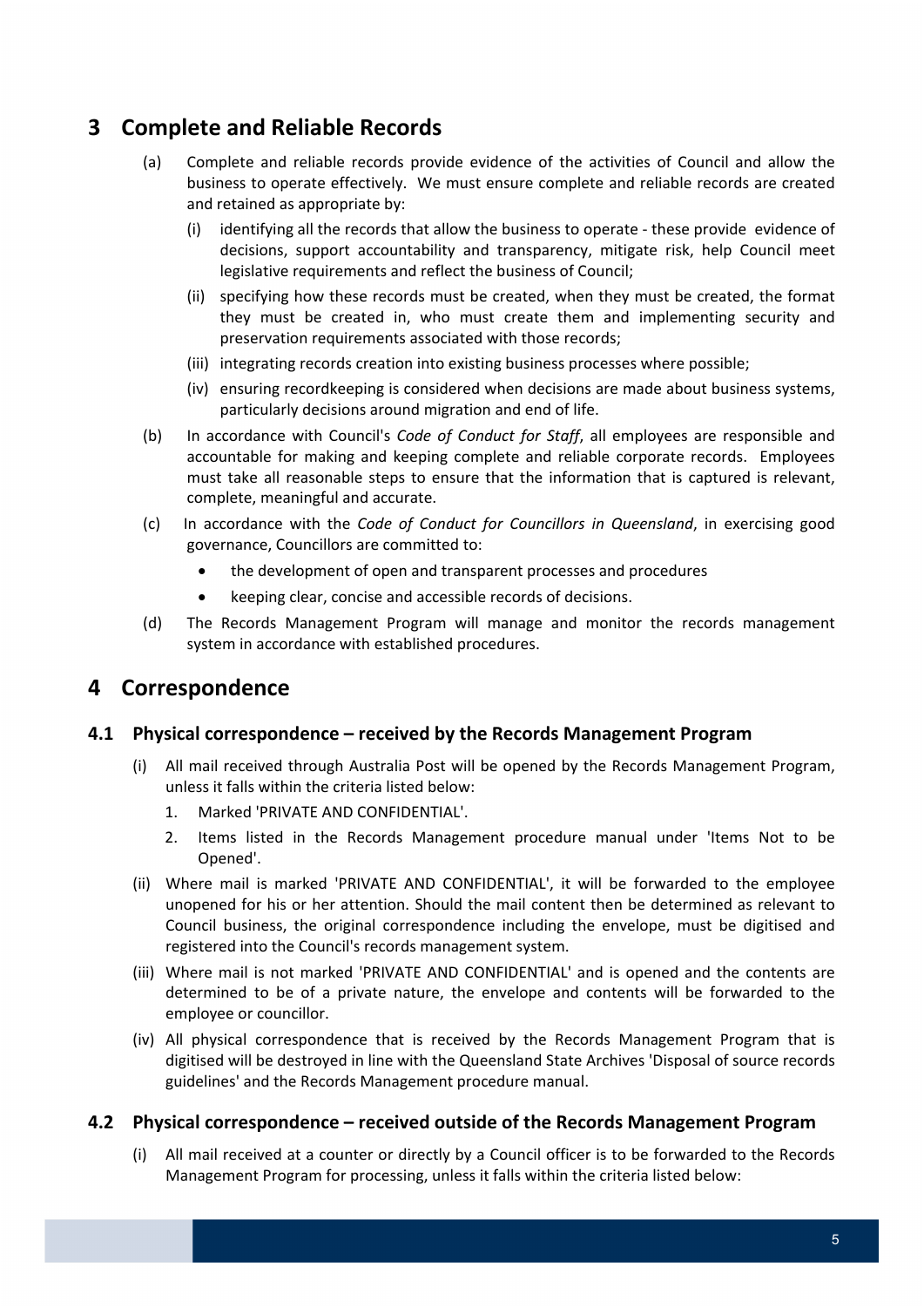## 3 Complete and Reliable Records

(a) Complete and reliable records provide evidence of the activities of Council and allow the business to operate effectively. We must ensure complete and reliable records are created and retained as appropriate by:

(i) identifying all the records that allow the business to operate - these provide evidence of decisions, support accountability and transparency, mitigate risk, help Council meet legislative requirements and reflect the business of Council;

(ii) specifying how these records must be created, when they must be created, the format they must be created in, who must create them and implementing security and preservation requirements associated with those records;

(iii) integrating records creation into existing business processes where possible;

(iv) ensuring recordkeeping is considered when decisions are made about business systems, particularly decisions around migration and end of life.

(b) In accordance with Council's *Code of Conduct for Staff*, all employees are responsible and accountable for making and keeping complete and reliable corporate records. Employees must take all reasonable steps to ensure that the information that is captured is relevant, complete, meaningful and accurate.

(c) In accordance with the *Code of Conduct for Councillors in Queensland*, in exercising good governance, Councillors are committed to:

- the development of open and transparent processes and procedures
- keeping clear, concise and accessible records of decisions.

(d) The Records Management Program will manage and monitor the records management system in accordance with established procedures.

## 4 Correspondence

### 4.1 Physical correspondence – received by the Records Management Program

(i) All mail received through Australia Post will be opened by the Records Management Program, unless it falls within the criteria listed below:

1. Marked 'PRIVATE AND CONFIDENTIAL'.
2. Items listed in the Records Management procedure manual under 'Items Not to be Opened'.

(ii) Where mail is marked 'PRIVATE AND CONFIDENTIAL', it will be forwarded to the employee unopened for his or her attention. Should the mail content then be determined as relevant to Council business, the original correspondence including the envelope, must be digitised and registered into the Council's records management system.

(iii) Where mail is not marked 'PRIVATE AND CONFIDENTIAL' and is opened and the contents are determined to be of a private nature, the envelope and contents will be forwarded to the employee or councillor.

(iv) All physical correspondence that is received by the Records Management Program that is digitised will be destroyed in line with the Queensland State Archives 'Disposal of source records guidelines' and the Records Management procedure manual.

### 4.2 Physical correspondence – received outside of the Records Management Program

(i) All mail received at a counter or directly by a Council officer is to be forwarded to the Records Management Program for processing, unless it falls within the criteria listed below: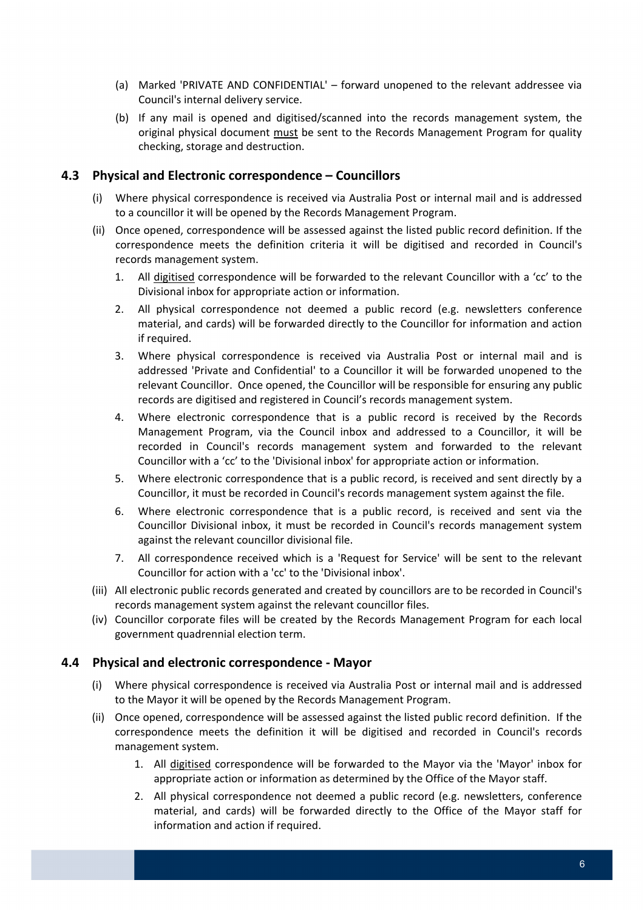(a) Marked 'PRIVATE AND CONFIDENTIAL' – forward unopened to the relevant addressee via Council's internal delivery service.

(b) If any mail is opened and digitised/scanned into the records management system, the original physical document <u>must</u> be sent to the Records Management Program for quality checking, storage and destruction.

### 4.3 Physical and Electronic correspondence – Councillors

(i) Where physical correspondence is received via Australia Post or internal mail and is addressed to a councillor it will be opened by the Records Management Program.

(ii) Once opened, correspondence will be assessed against the listed public record definition. If the correspondence meets the definition criteria it will be digitised and recorded in Council's records management system.

1. All <u>digitised</u> correspondence will be forwarded to the relevant Councillor with a 'cc' to the Divisional inbox for appropriate action or information.
2. All physical correspondence not deemed a public record (e.g. newsletters conference material, and cards) will be forwarded directly to the Councillor for information and action if required.
3. Where physical correspondence is received via Australia Post or internal mail and is addressed 'Private and Confidential' to a Councillor it will be forwarded unopened to the relevant Councillor. Once opened, the Councillor will be responsible for ensuring any public records are digitised and registered in Council's records management system.
4. Where electronic correspondence that is a public record is received by the Records Management Program, via the Council inbox and addressed to a Councillor, it will be recorded in Council's records management system and forwarded to the relevant Councillor with a 'cc' to the 'Divisional inbox' for appropriate action or information.
5. Where electronic correspondence that is a public record, is received and sent directly by a Councillor, it must be recorded in Council's records management system against the file.
6. Where electronic correspondence that is a public record, is received and sent via the Councillor Divisional inbox, it must be recorded in Council's records management system against the relevant councillor divisional file.
7. All correspondence received which is a 'Request for Service' will be sent to the relevant Councillor for action with a 'cc' to the 'Divisional inbox'.

(iii) All electronic public records generated and created by councillors are to be recorded in Council's records management system against the relevant councillor files.

(iv) Councillor corporate files will be created by the Records Management Program for each local government quadrennial election term.

### 4.4 Physical and electronic correspondence - Mayor

(i) Where physical correspondence is received via Australia Post or internal mail and is addressed to the Mayor it will be opened by the Records Management Program.

(ii) Once opened, correspondence will be assessed against the listed public record definition. If the correspondence meets the definition it will be digitised and recorded in Council's records management system.

1. All <u>digitised</u> correspondence will be forwarded to the Mayor via the 'Mayor' inbox for appropriate action or information as determined by the Office of the Mayor staff.
2. All physical correspondence not deemed a public record (e.g. newsletters, conference material, and cards) will be forwarded directly to the Office of the Mayor staff for information and action if required.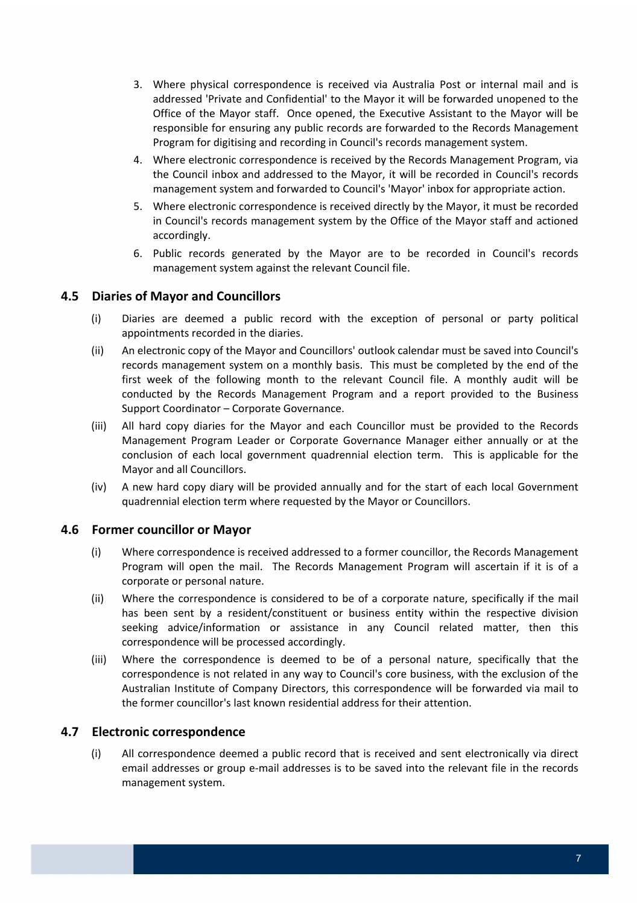3. Where physical correspondence is received via Australia Post or internal mail and is addressed 'Private and Confidential' to the Mayor it will be forwarded unopened to the Office of the Mayor staff. Once opened, the Executive Assistant to the Mayor will be responsible for ensuring any public records are forwarded to the Records Management Program for digitising and recording in Council's records management system.
4. Where electronic correspondence is received by the Records Management Program, via the Council inbox and addressed to the Mayor, it will be recorded in Council's records management system and forwarded to Council's 'Mayor' inbox for appropriate action.
5. Where electronic correspondence is received directly by the Mayor, it must be recorded in Council's records management system by the Office of the Mayor staff and actioned accordingly.
6. Public records generated by the Mayor are to be recorded in Council's records management system against the relevant Council file.

### 4.5 Diaries of Mayor and Councillors

(i) Diaries are deemed a public record with the exception of personal or party political appointments recorded in the diaries.

(ii) An electronic copy of the Mayor and Councillors' outlook calendar must be saved into Council's records management system on a monthly basis. This must be completed by the end of the first week of the following month to the relevant Council file. A monthly audit will be conducted by the Records Management Program and a report provided to the Business Support Coordinator – Corporate Governance.

(iii) All hard copy diaries for the Mayor and each Councillor must be provided to the Records Management Program Leader or Corporate Governance Manager either annually or at the conclusion of each local government quadrennial election term. This is applicable for the Mayor and all Councillors.

(iv) A new hard copy diary will be provided annually and for the start of each local Government quadrennial election term where requested by the Mayor or Councillors.

### 4.6 Former councillor or Mayor

(i) Where correspondence is received addressed to a former councillor, the Records Management Program will open the mail. The Records Management Program will ascertain if it is of a corporate or personal nature.

(ii) Where the correspondence is considered to be of a corporate nature, specifically if the mail has been sent by a resident/constituent or business entity within the respective division seeking advice/information or assistance in any Council related matter, then this correspondence will be processed accordingly.

(iii) Where the correspondence is deemed to be of a personal nature, specifically that the correspondence is not related in any way to Council's core business, with the exclusion of the Australian Institute of Company Directors, this correspondence will be forwarded via mail to the former councillor's last known residential address for their attention.

### 4.7 Electronic correspondence

(i) All correspondence deemed a public record that is received and sent electronically via direct email addresses or group e-mail addresses is to be saved into the relevant file in the records management system.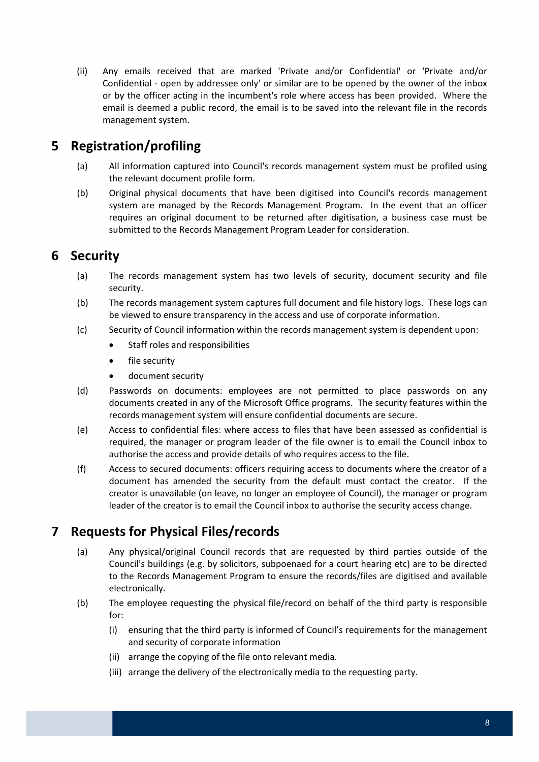(ii) Any emails received that are marked 'Private and/or Confidential' or 'Private and/or Confidential - open by addressee only' or similar are to be opened by the owner of the inbox or by the officer acting in the incumbent's role where access has been provided. Where the email is deemed a public record, the email is to be saved into the relevant file in the records management system.

# 5 Registration/profiling

(a) All information captured into Council's records management system must be profiled using the relevant document profile form.

(b) Original physical documents that have been digitised into Council's records management system are managed by the Records Management Program. In the event that an officer requires an original document to be returned after digitisation, a business case must be submitted to the Records Management Program Leader for consideration.

# 6 Security

(a) The records management system has two levels of security, document security and file security.

(b) The records management system captures full document and file history logs. These logs can be viewed to ensure transparency in the access and use of corporate information.

(c) Security of Council information within the records management system is dependent upon:

- Staff roles and responsibilities
- file security
- document security

(d) Passwords on documents: employees are not permitted to place passwords on any documents created in any of the Microsoft Office programs. The security features within the records management system will ensure confidential documents are secure.

(e) Access to confidential files: where access to files that have been assessed as confidential is required, the manager or program leader of the file owner is to email the Council inbox to authorise the access and provide details of who requires access to the file.

(f) Access to secured documents: officers requiring access to documents where the creator of a document has amended the security from the default must contact the creator. If the creator is unavailable (on leave, no longer an employee of Council), the manager or program leader of the creator is to email the Council inbox to authorise the security access change.

# 7 Requests for Physical Files/records

(a) Any physical/original Council records that are requested by third parties outside of the Council's buildings (e.g. by solicitors, subpoenaed for a court hearing etc) are to be directed to the Records Management Program to ensure the records/files are digitised and available electronically.

(b) The employee requesting the physical file/record on behalf of the third party is responsible for:

(i) ensuring that the third party is informed of Council's requirements for the management and security of corporate information

(ii) arrange the copying of the file onto relevant media.

(iii) arrange the delivery of the electronically media to the requesting party.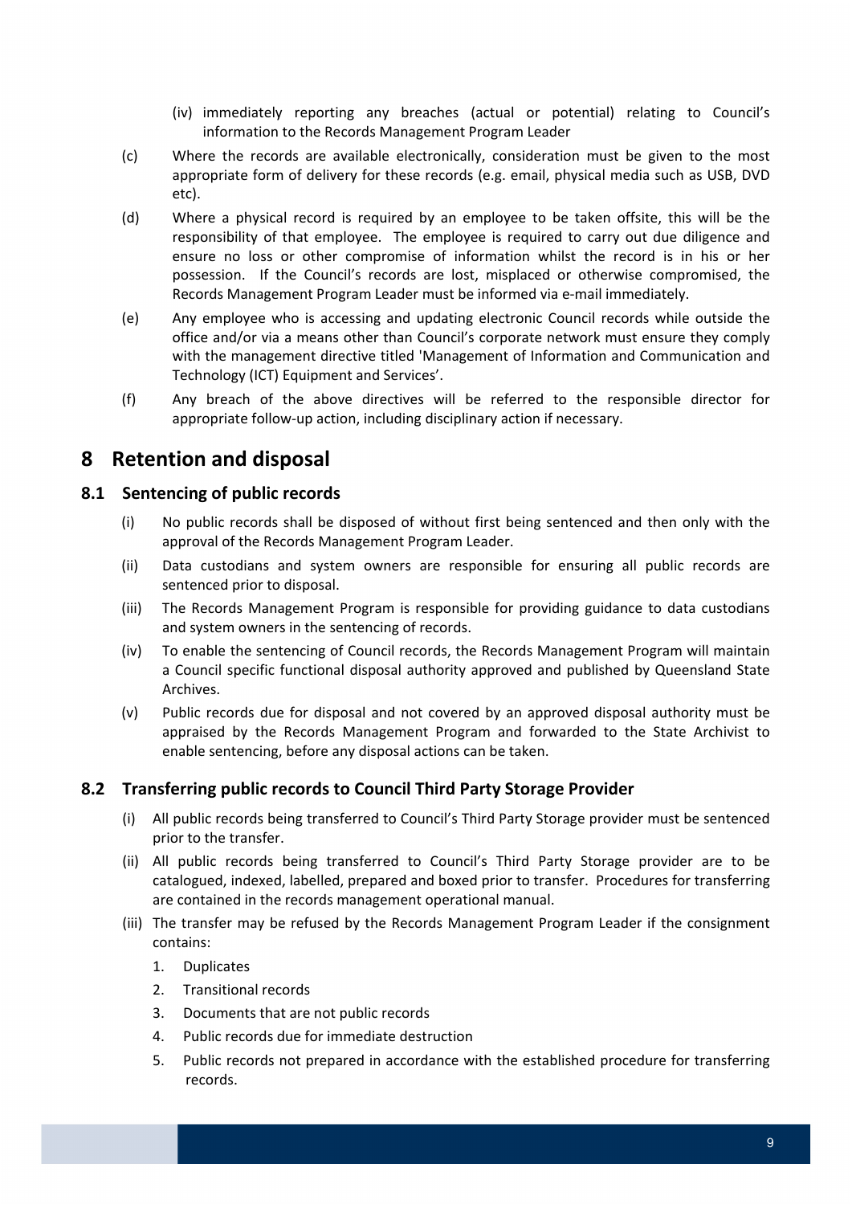(iv) immediately reporting any breaches (actual or potential) relating to Council's information to the Records Management Program Leader

(c) Where the records are available electronically, consideration must be given to the most appropriate form of delivery for these records (e.g. email, physical media such as USB, DVD etc).

(d) Where a physical record is required by an employee to be taken offsite, this will be the responsibility of that employee. The employee is required to carry out due diligence and ensure no loss or other compromise of information whilst the record is in his or her possession. If the Council's records are lost, misplaced or otherwise compromised, the Records Management Program Leader must be informed via e-mail immediately.

(e) Any employee who is accessing and updating electronic Council records while outside the office and/or via a means other than Council's corporate network must ensure they comply with the management directive titled 'Management of Information and Communication and Technology (ICT) Equipment and Services'.

(f) Any breach of the above directives will be referred to the responsible director for appropriate follow-up action, including disciplinary action if necessary.

# 8 Retention and disposal

## 8.1 Sentencing of public records

(i) No public records shall be disposed of without first being sentenced and then only with the approval of the Records Management Program Leader.

(ii) Data custodians and system owners are responsible for ensuring all public records are sentenced prior to disposal.

(iii) The Records Management Program is responsible for providing guidance to data custodians and system owners in the sentencing of records.

(iv) To enable the sentencing of Council records, the Records Management Program will maintain a Council specific functional disposal authority approved and published by Queensland State Archives.

(v) Public records due for disposal and not covered by an approved disposal authority must be appraised by the Records Management Program and forwarded to the State Archivist to enable sentencing, before any disposal actions can be taken.

## 8.2 Transferring public records to Council Third Party Storage Provider

(i) All public records being transferred to Council's Third Party Storage provider must be sentenced prior to the transfer.

(ii) All public records being transferred to Council's Third Party Storage provider are to be catalogued, indexed, labelled, prepared and boxed prior to transfer. Procedures for transferring are contained in the records management operational manual.

(iii) The transfer may be refused by the Records Management Program Leader if the consignment contains:

1. Duplicates
2. Transitional records
3. Documents that are not public records
4. Public records due for immediate destruction
5. Public records not prepared in accordance with the established procedure for transferring records.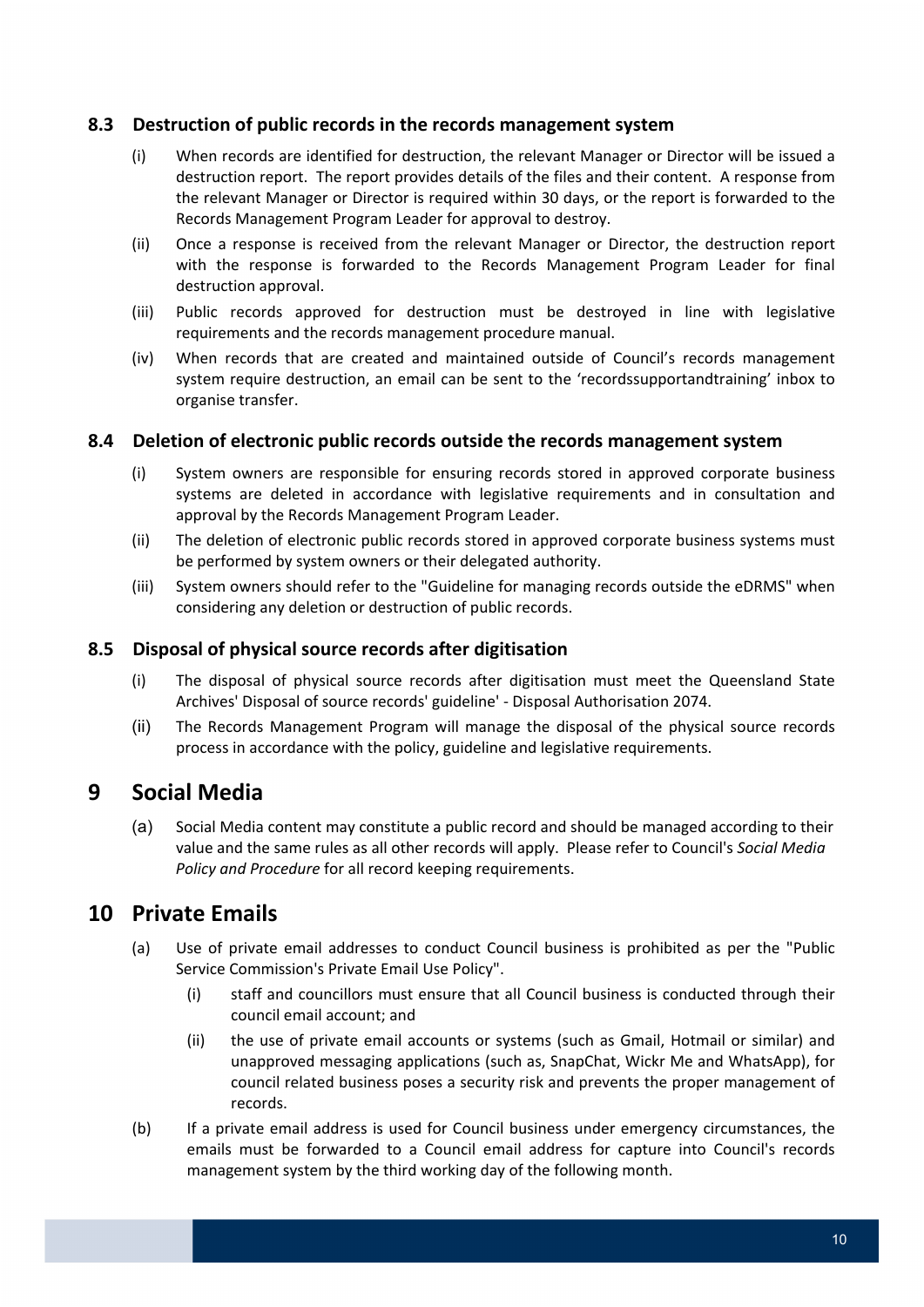### 8.3 Destruction of public records in the records management system

(i) When records are identified for destruction, the relevant Manager or Director will be issued a destruction report. The report provides details of the files and their content. A response from the relevant Manager or Director is required within 30 days, or the report is forwarded to the Records Management Program Leader for approval to destroy.

(ii) Once a response is received from the relevant Manager or Director, the destruction report with the response is forwarded to the Records Management Program Leader for final destruction approval.

(iii) Public records approved for destruction must be destroyed in line with legislative requirements and the records management procedure manual.

(iv) When records that are created and maintained outside of Council's records management system require destruction, an email can be sent to the 'recordssupportandtraining' inbox to organise transfer.

### 8.4 Deletion of electronic public records outside the records management system

(i) System owners are responsible for ensuring records stored in approved corporate business systems are deleted in accordance with legislative requirements and in consultation and approval by the Records Management Program Leader.

(ii) The deletion of electronic public records stored in approved corporate business systems must be performed by system owners or their delegated authority.

(iii) System owners should refer to the "Guideline for managing records outside the eDRMS" when considering any deletion or destruction of public records.

### 8.5 Disposal of physical source records after digitisation

(i) The disposal of physical source records after digitisation must meet the Queensland State Archives' Disposal of source records' guideline' - Disposal Authorisation 2074.

(ii) The Records Management Program will manage the disposal of the physical source records process in accordance with the policy, guideline and legislative requirements.

## 9 Social Media

(a) Social Media content may constitute a public record and should be managed according to their value and the same rules as all other records will apply. Please refer to Council's *Social Media Policy and Procedure* for all record keeping requirements.

## 10 Private Emails

(a) Use of private email addresses to conduct Council business is prohibited as per the "Public Service Commission's Private Email Use Policy".

  (i) staff and councillors must ensure that all Council business is conducted through their council email account; and

  (ii) the use of private email accounts or systems (such as Gmail, Hotmail or similar) and unapproved messaging applications (such as, SnapChat, Wickr Me and WhatsApp), for council related business poses a security risk and prevents the proper management of records.

(b) If a private email address is used for Council business under emergency circumstances, the emails must be forwarded to a Council email address for capture into Council's records management system by the third working day of the following month.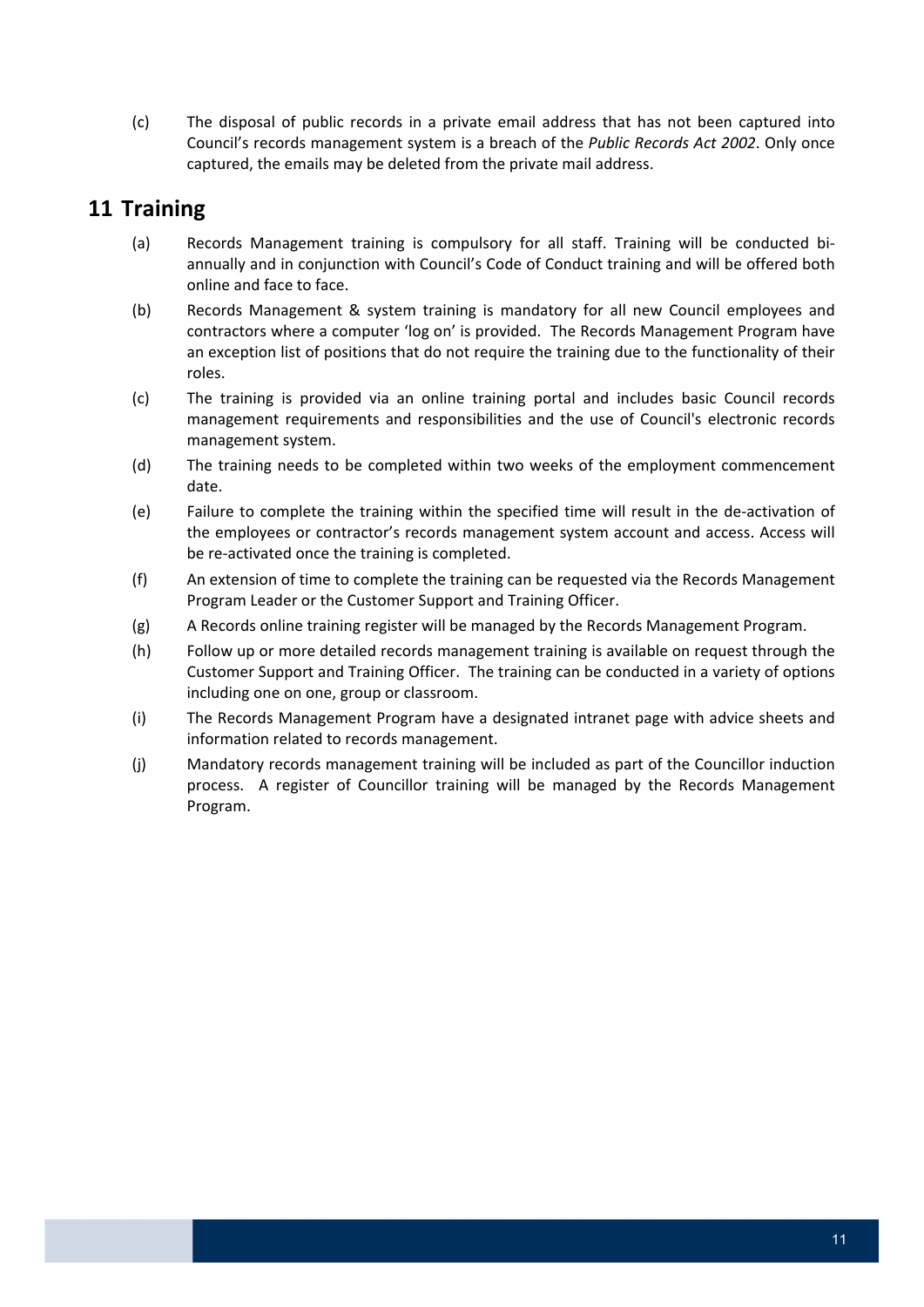(c) The disposal of public records in a private email address that has not been captured into Council's records management system is a breach of the *Public Records Act 2002*. Only once captured, the emails may be deleted from the private mail address.

## 11 Training

(a) Records Management training is compulsory for all staff. Training will be conducted bi-annually and in conjunction with Council's Code of Conduct training and will be offered both online and face to face.

(b) Records Management & system training is mandatory for all new Council employees and contractors where a computer 'log on' is provided. The Records Management Program have an exception list of positions that do not require the training due to the functionality of their roles.

(c) The training is provided via an online training portal and includes basic Council records management requirements and responsibilities and the use of Council's electronic records management system.

(d) The training needs to be completed within two weeks of the employment commencement date.

(e) Failure to complete the training within the specified time will result in the de-activation of the employees or contractor's records management system account and access. Access will be re-activated once the training is completed.

(f) An extension of time to complete the training can be requested via the Records Management Program Leader or the Customer Support and Training Officer.

(g) A Records online training register will be managed by the Records Management Program.

(h) Follow up or more detailed records management training is available on request through the Customer Support and Training Officer. The training can be conducted in a variety of options including one on one, group or classroom.

(i) The Records Management Program have a designated intranet page with advice sheets and information related to records management.

(j) Mandatory records management training will be included as part of the Councillor induction process. A register of Councillor training will be managed by the Records Management Program.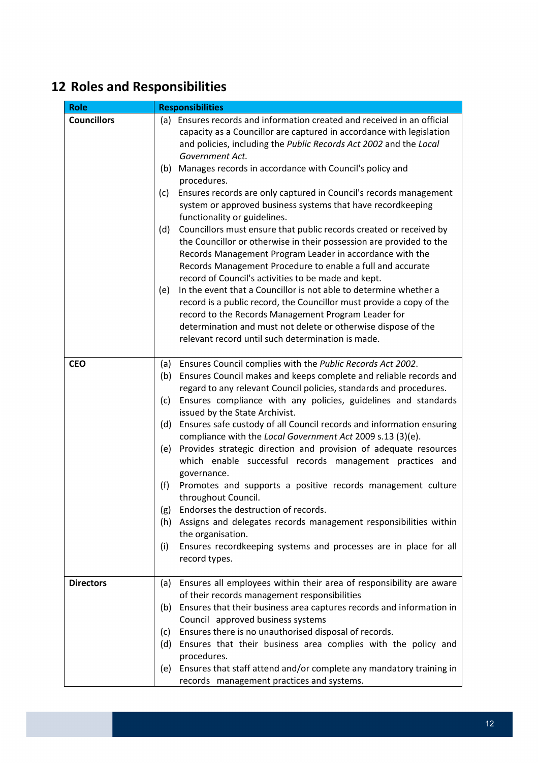## 12 Roles and Responsibilities

| Role | Responsibilities |
|---|---|
| **Councillors** | (a) Ensures records and information created and received in an official capacity as a Councillor are captured in accordance with legislation and policies, including the *Public Records Act 2002* and the *Local Government Act.*<br>(b) Manages records in accordance with Council's policy and procedures.<br>(c) Ensures records are only captured in Council's records management system or approved business systems that have recordkeeping functionality or guidelines.<br>(d) Councillors must ensure that public records created or received by the Councillor or otherwise in their possession are provided to the Records Management Program Leader in accordance with the Records Management Procedure to enable a full and accurate record of Council's activities to be made and kept.<br>(e) In the event that a Councillor is not able to determine whether a record is a public record, the Councillor must provide a copy of the record to the Records Management Program Leader for determination and must not delete or otherwise dispose of the relevant record until such determination is made. |
| **CEO** | (a) Ensures Council complies with the *Public Records Act 2002*.<br>(b) Ensures Council makes and keeps complete and reliable records and regard to any relevant Council policies, standards and procedures.<br>(c) Ensures compliance with any policies, guidelines and standards issued by the State Archivist.<br>(d) Ensures safe custody of all Council records and information ensuring compliance with the *Local Government Act* 2009 s.13 (3)(e).<br>(e) Provides strategic direction and provision of adequate resources which enable successful records management practices and governance.<br>(f) Promotes and supports a positive records management culture throughout Council.<br>(g) Endorses the destruction of records.<br>(h) Assigns and delegates records management responsibilities within the organisation.<br>(i) Ensures recordkeeping systems and processes are in place for all record types. |
| **Directors** | (a) Ensures all employees within their area of responsibility are aware of their records management responsibilities<br>(b) Ensures that their business area captures records and information in Council approved business systems<br>(c) Ensures there is no unauthorised disposal of records.<br>(d) Ensures that their business area complies with the policy and procedures.<br>(e) Ensures that staff attend and/or complete any mandatory training in records management practices and systems. |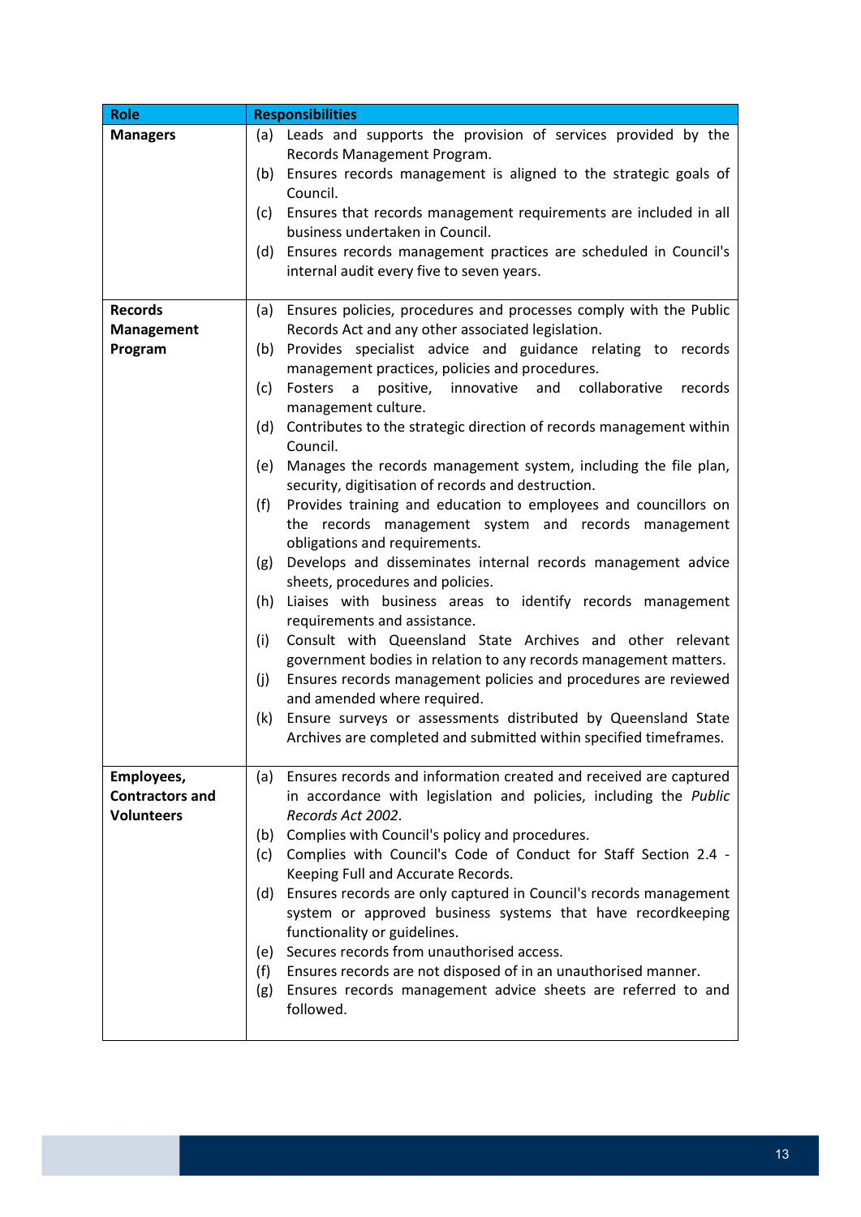| Role | Responsibilities |
|---|---|
| **Managers** | (a) Leads and supports the provision of services provided by the Records Management Program.<br>(b) Ensures records management is aligned to the strategic goals of Council.<br>(c) Ensures that records management requirements are included in all business undertaken in Council.<br>(d) Ensures records management practices are scheduled in Council's internal audit every five to seven years. |
| **Records Management Program** | (a) Ensures policies, procedures and processes comply with the Public Records Act and any other associated legislation.<br>(b) Provides specialist advice and guidance relating to records management practices, policies and procedures.<br>(c) Fosters a positive, innovative and collaborative records management culture.<br>(d) Contributes to the strategic direction of records management within Council.<br>(e) Manages the records management system, including the file plan, security, digitisation of records and destruction.<br>(f) Provides training and education to employees and councillors on the records management system and records management obligations and requirements.<br>(g) Develops and disseminates internal records management advice sheets, procedures and policies.<br>(h) Liaises with business areas to identify records management requirements and assistance.<br>(i) Consult with Queensland State Archives and other relevant government bodies in relation to any records management matters.<br>(j) Ensures records management policies and procedures are reviewed and amended where required.<br>(k) Ensure surveys or assessments distributed by Queensland State Archives are completed and submitted within specified timeframes. |
| **Employees, Contractors and Volunteers** | (a) Ensures records and information created and received are captured in accordance with legislation and policies, including the *Public Records Act 2002*.<br>(b) Complies with Council's policy and procedures.<br>(c) Complies with Council's Code of Conduct for Staff Section 2.4 - Keeping Full and Accurate Records.<br>(d) Ensures records are only captured in Council's records management system or approved business systems that have recordkeeping functionality or guidelines.<br>(e) Secures records from unauthorised access.<br>(f) Ensures records are not disposed of in an unauthorised manner.<br>(g) Ensures records management advice sheets are referred to and followed. |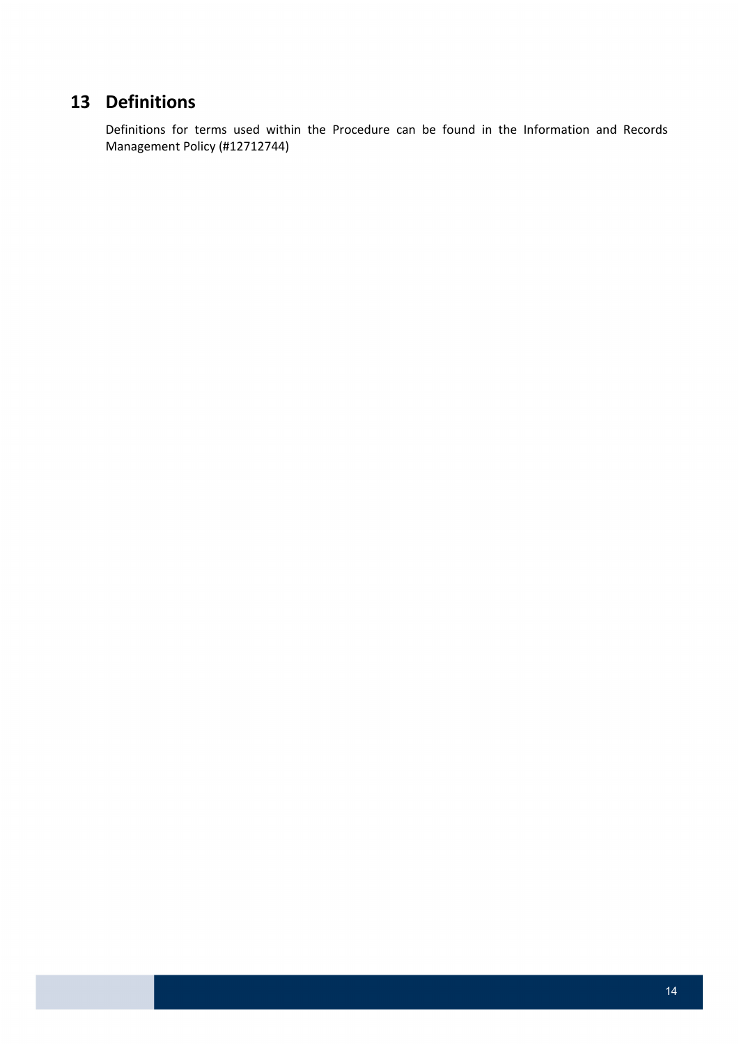## 13 Definitions

Definitions for terms used within the Procedure can be found in the Information and Records Management Policy (#12712744)